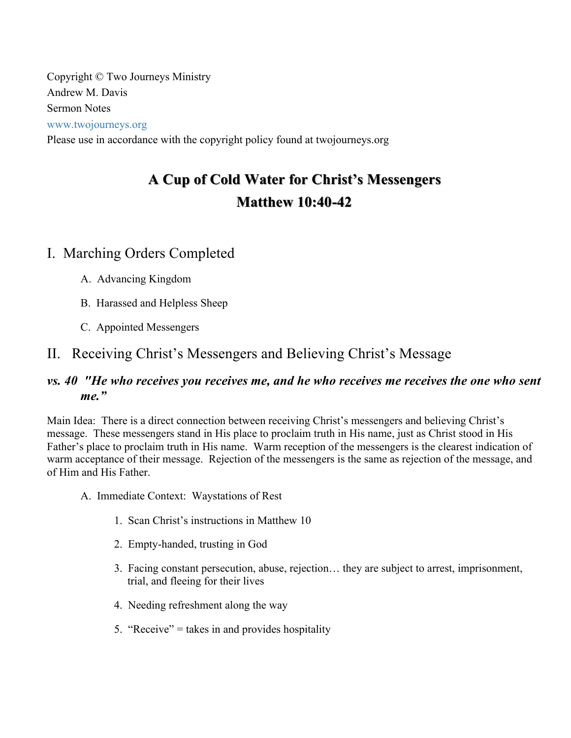Copyright © Two Journeys Ministry
Andrew M. Davis
Sermon Notes
www.twojourneys.org
Please use in accordance with the copyright policy found at twojourneys.org

# A Cup of Cold Water for Christ's Messengers
# Matthew 10:40-42

## I. Marching Orders Completed

A. Advancing Kingdom

B. Harassed and Helpless Sheep

C. Appointed Messengers

## II. Receiving Christ's Messengers and Believing Christ's Message

### *vs. 40 "He who receives you receives me, and he who receives me receives the one who sent me."*

Main Idea: There is a direct connection between receiving Christ's messengers and believing Christ's message. These messengers stand in His place to proclaim truth in His name, just as Christ stood in His Father's place to proclaim truth in His name. Warm reception of the messengers is the clearest indication of warm acceptance of their message. Rejection of the messengers is the same as rejection of the message, and of Him and His Father.

A. Immediate Context: Waystations of Rest

1. Scan Christ's instructions in Matthew 10

2. Empty-handed, trusting in God

3. Facing constant persecution, abuse, rejection… they are subject to arrest, imprisonment, trial, and fleeing for their lives

4. Needing refreshment along the way

5. "Receive" = takes in and provides hospitality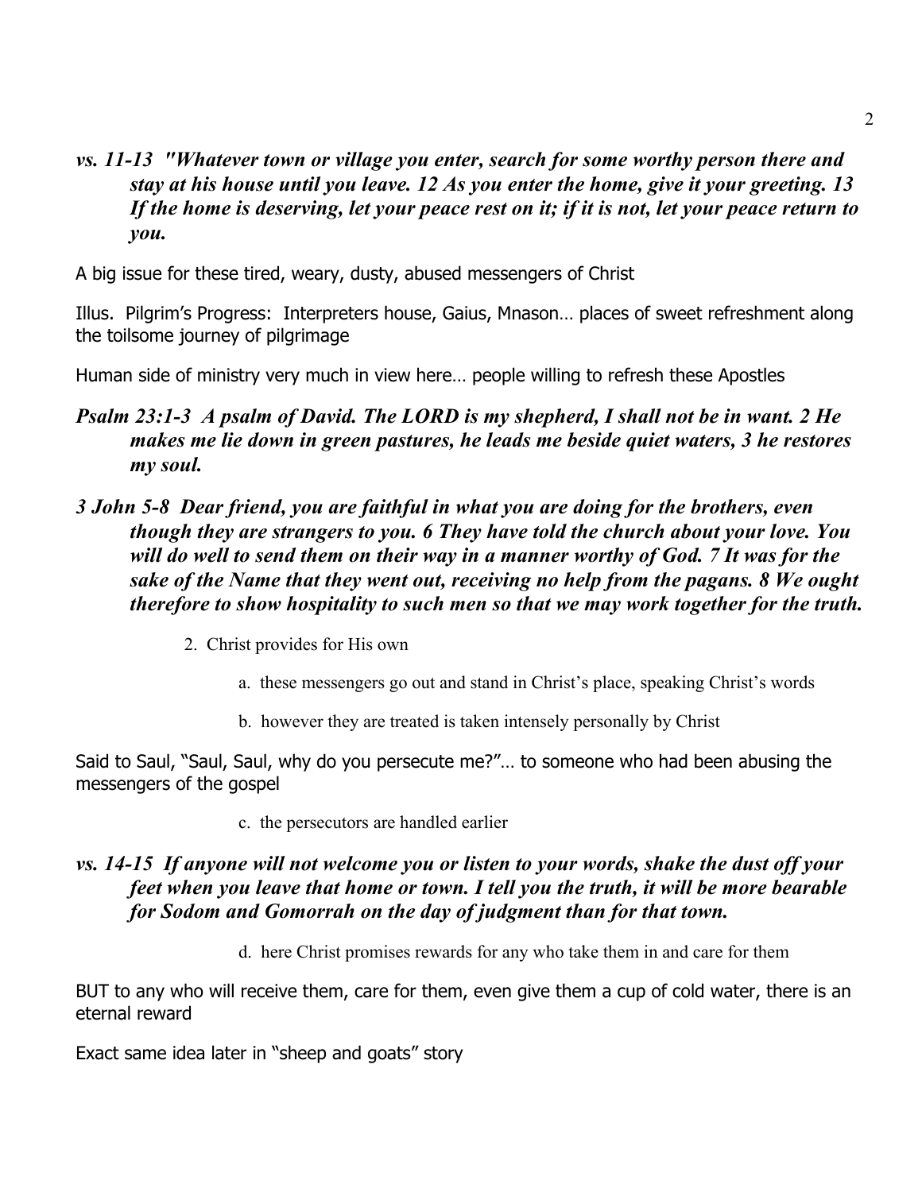***vs. 11-13 "Whatever town or village you enter, search for some worthy person there and stay at his house until you leave. 12 As you enter the home, give it your greeting. 13 If the home is deserving, let your peace rest on it; if it is not, let your peace return to you.***

A big issue for these tired, weary, dusty, abused messengers of Christ

Illus. Pilgrim's Progress: Interpreters house, Gaius, Mnason… places of sweet refreshment along the toilsome journey of pilgrimage

Human side of ministry very much in view here… people willing to refresh these Apostles

***Psalm 23:1-3 A psalm of David. The LORD is my shepherd, I shall not be in want. 2 He makes me lie down in green pastures, he leads me beside quiet waters, 3 he restores my soul.***

***3 John 5-8 Dear friend, you are faithful in what you are doing for the brothers, even though they are strangers to you. 6 They have told the church about your love. You will do well to send them on their way in a manner worthy of God. 7 It was for the sake of the Name that they went out, receiving no help from the pagans. 8 We ought therefore to show hospitality to such men so that we may work together for the truth.***

2. Christ provides for His own

    a. these messengers go out and stand in Christ's place, speaking Christ's words

    b. however they are treated is taken intensely personally by Christ

Said to Saul, "Saul, Saul, why do you persecute me?"… to someone who had been abusing the messengers of the gospel

    c. the persecutors are handled earlier

***vs. 14-15 If anyone will not welcome you or listen to your words, shake the dust off your feet when you leave that home or town. I tell you the truth, it will be more bearable for Sodom and Gomorrah on the day of judgment than for that town.***

    d. here Christ promises rewards for any who take them in and care for them

BUT to any who will receive them, care for them, even give them a cup of cold water, there is an eternal reward

Exact same idea later in "sheep and goats" story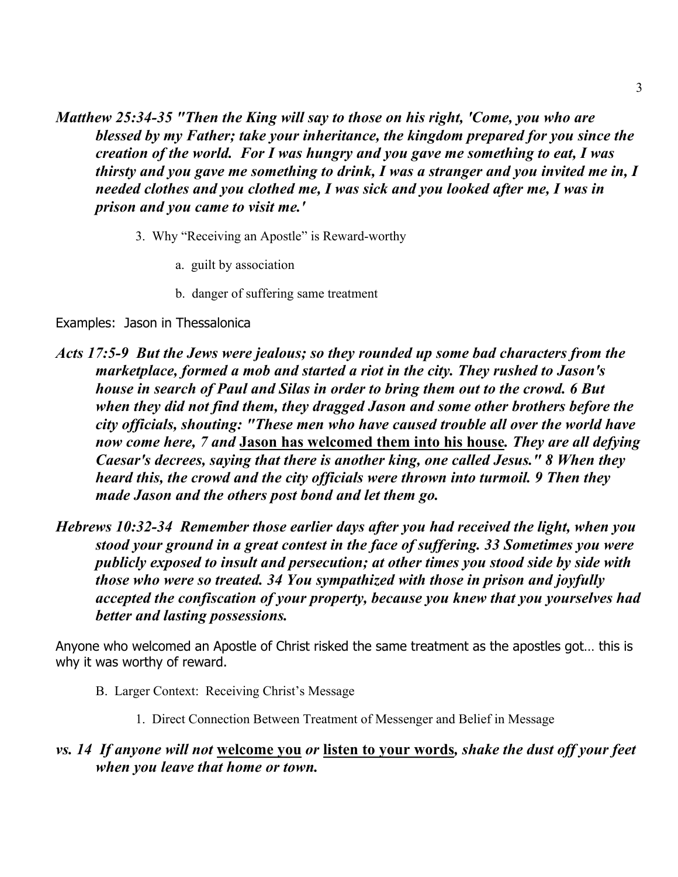***Matthew 25:34-35 "Then the King will say to those on his right, 'Come, you who are blessed by my Father; take your inheritance, the kingdom prepared for you since the creation of the world. For I was hungry and you gave me something to eat, I was thirsty and you gave me something to drink, I was a stranger and you invited me in, I needed clothes and you clothed me, I was sick and you looked after me, I was in prison and you came to visit me.'***

3. Why "Receiving an Apostle" is Reward-worthy

    a. guilt by association

    b. danger of suffering same treatment

Examples: Jason in Thessalonica

***Acts 17:5-9 But the Jews were jealous; so they rounded up some bad characters from the marketplace, formed a mob and started a riot in the city. They rushed to Jason's house in search of Paul and Silas in order to bring them out to the crowd. 6 But when they did not find them, they dragged Jason and some other brothers before the city officials, shouting: "These men who have caused trouble all over the world have now come here, 7 and*** <u>**Jason has welcomed them into his house**</u>***. They are all defying Caesar's decrees, saying that there is another king, one called Jesus." 8 When they heard this, the crowd and the city officials were thrown into turmoil. 9 Then they made Jason and the others post bond and let them go.***

***Hebrews 10:32-34 Remember those earlier days after you had received the light, when you stood your ground in a great contest in the face of suffering. 33 Sometimes you were publicly exposed to insult and persecution; at other times you stood side by side with those who were so treated. 34 You sympathized with those in prison and joyfully accepted the confiscation of your property, because you knew that you yourselves had better and lasting possessions.***

Anyone who welcomed an Apostle of Christ risked the same treatment as the apostles got… this is why it was worthy of reward.

B. Larger Context: Receiving Christ's Message

1. Direct Connection Between Treatment of Messenger and Belief in Message

***vs. 14 If anyone will not*** <u>**welcome you**</u> ***or*** <u>**listen to your words**</u>***, shake the dust off your feet when you leave that home or town.***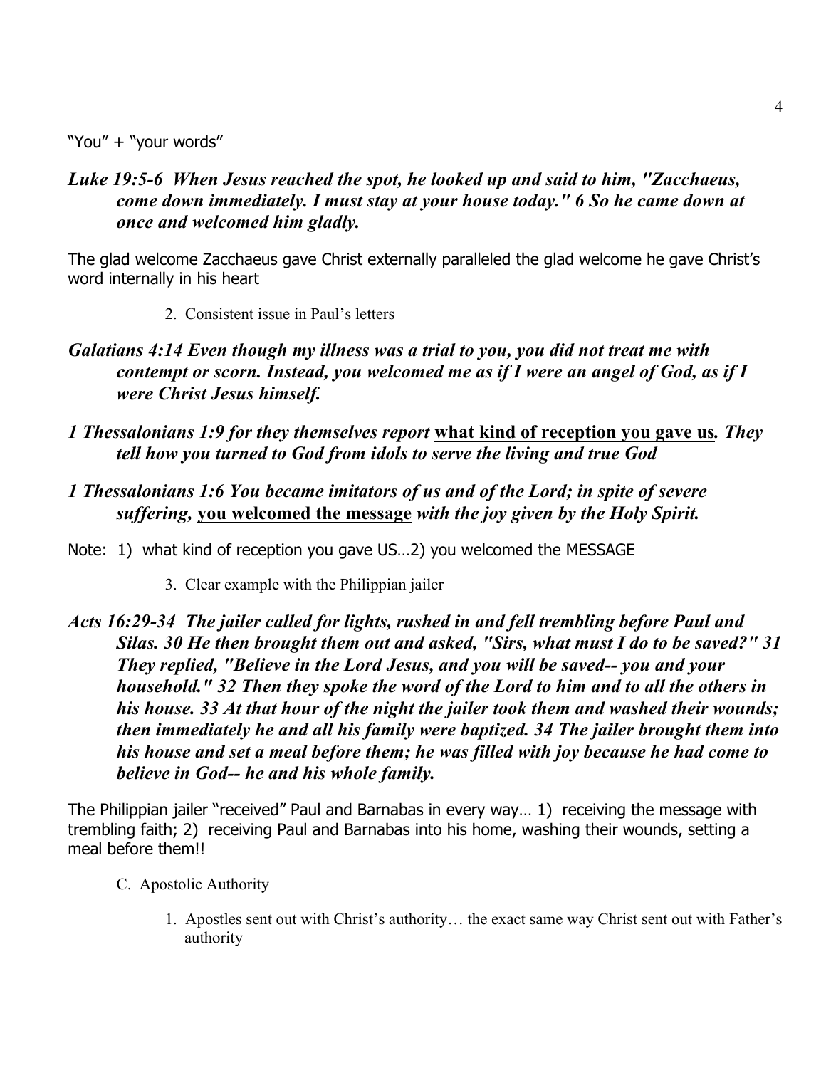"You" + "your words"

***Luke 19:5-6  When Jesus reached the spot, he looked up and said to him, "Zacchaeus, come down immediately. I must stay at your house today." 6 So he came down at once and welcomed him gladly.***

The glad welcome Zacchaeus gave Christ externally paralleled the glad welcome he gave Christ's word internally in his heart

2. Consistent issue in Paul's letters

***Galatians 4:14 Even though my illness was a trial to you, you did not treat me with contempt or scorn. Instead, you welcomed me as if I were an angel of God, as if I were Christ Jesus himself.***

***1 Thessalonians 1:9 for they themselves report*** <u>**what kind of reception you gave us**</u>***. They tell how you turned to God from idols to serve the living and true God***

***1 Thessalonians 1:6 You became imitators of us and of the Lord; in spite of severe suffering,*** <u>**you welcomed the message**</u> ***with the joy given by the Holy Spirit.***

Note:  1)  what kind of reception you gave US…2) you welcomed the MESSAGE

3. Clear example with the Philippian jailer

***Acts 16:29-34  The jailer called for lights, rushed in and fell trembling before Paul and Silas. 30 He then brought them out and asked, "Sirs, what must I do to be saved?" 31 They replied, "Believe in the Lord Jesus, and you will be saved-- you and your household." 32 Then they spoke the word of the Lord to him and to all the others in his house. 33 At that hour of the night the jailer took them and washed their wounds; then immediately he and all his family were baptized. 34 The jailer brought them into his house and set a meal before them; he was filled with joy because he had come to believe in God-- he and his whole family.***

The Philippian jailer "received" Paul and Barnabas in every way… 1)  receiving the message with trembling faith; 2)  receiving Paul and Barnabas into his home, washing their wounds, setting a meal before them!!

C. Apostolic Authority

1. Apostles sent out with Christ's authority… the exact same way Christ sent out with Father's authority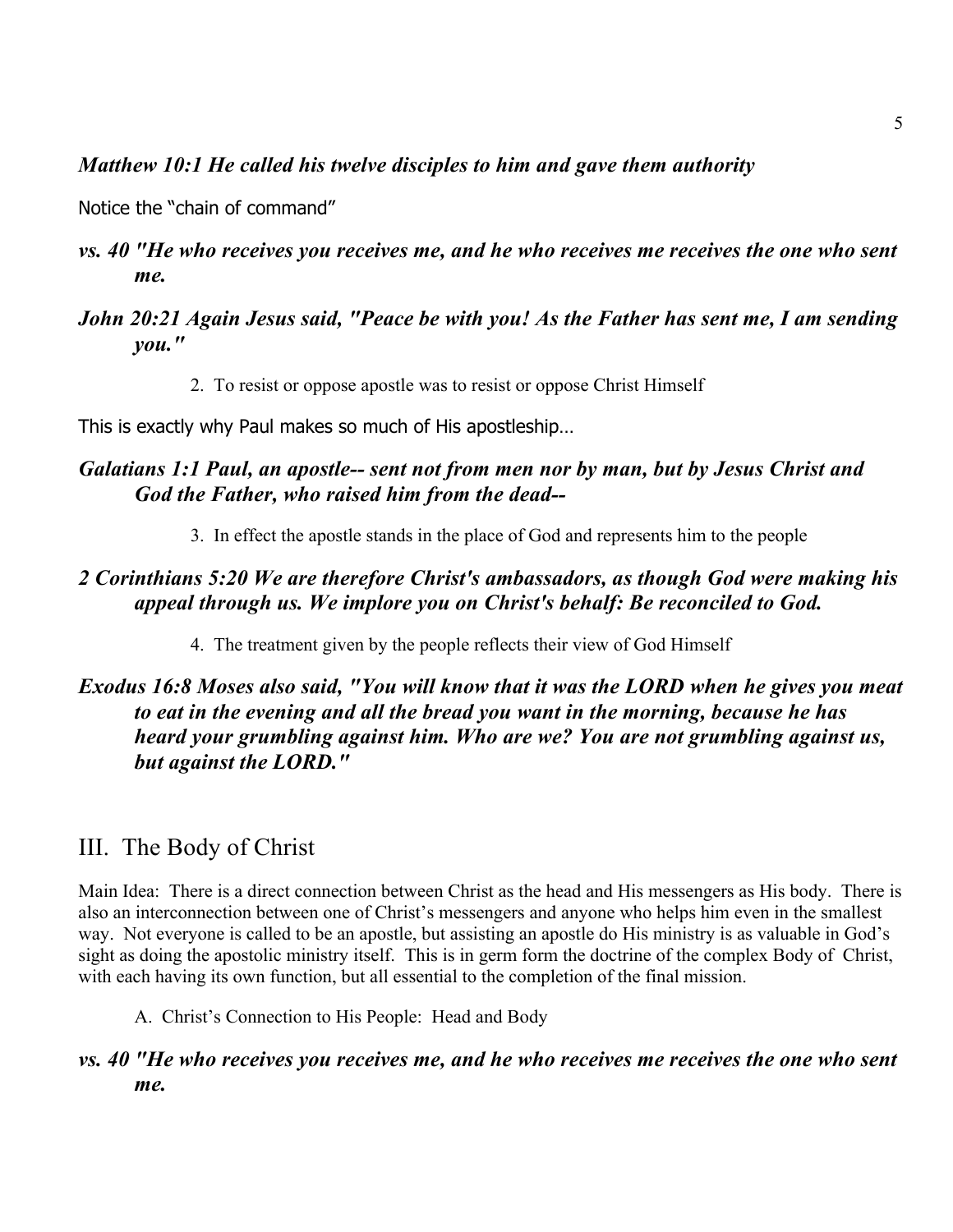***Matthew 10:1 He called his twelve disciples to him and gave them authority***

Notice the "chain of command"

***vs. 40 "He who receives you receives me, and he who receives me receives the one who sent me.***

***John 20:21 Again Jesus said, "Peace be with you! As the Father has sent me, I am sending you."***

2. To resist or oppose apostle was to resist or oppose Christ Himself

This is exactly why Paul makes so much of His apostleship…

***Galatians 1:1 Paul, an apostle-- sent not from men nor by man, but by Jesus Christ and God the Father, who raised him from the dead--***

3. In effect the apostle stands in the place of God and represents him to the people

***2 Corinthians 5:20 We are therefore Christ's ambassadors, as though God were making his appeal through us. We implore you on Christ's behalf: Be reconciled to God.***

4. The treatment given by the people reflects their view of God Himself

***Exodus 16:8 Moses also said, "You will know that it was the LORD when he gives you meat to eat in the evening and all the bread you want in the morning, because he has heard your grumbling against him. Who are we? You are not grumbling against us, but against the LORD."***

## III. The Body of Christ

Main Idea: There is a direct connection between Christ as the head and His messengers as His body. There is also an interconnection between one of Christ's messengers and anyone who helps him even in the smallest way. Not everyone is called to be an apostle, but assisting an apostle do His ministry is as valuable in God's sight as doing the apostolic ministry itself. This is in germ form the doctrine of the complex Body of Christ, with each having its own function, but all essential to the completion of the final mission.

A. Christ's Connection to His People: Head and Body

***vs. 40 "He who receives you receives me, and he who receives me receives the one who sent me.***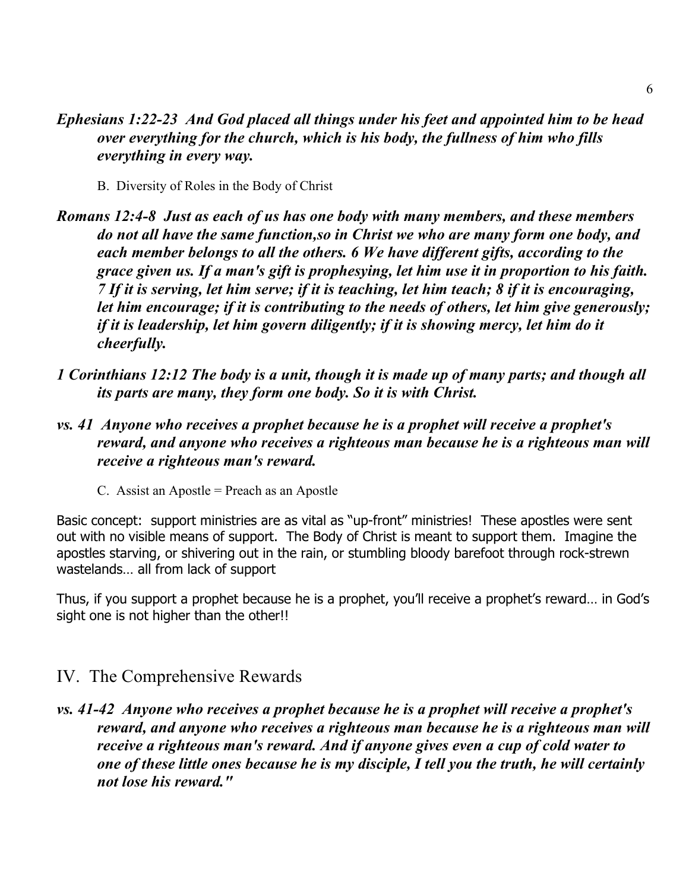***Ephesians 1:22-23  And God placed all things under his feet and appointed him to be head over everything for the church, which is his body, the fullness of him who fills everything in every way.***

B. Diversity of Roles in the Body of Christ

***Romans 12:4-8  Just as each of us has one body with many members, and these members do not all have the same function,so in Christ we who are many form one body, and each member belongs to all the others. 6 We have different gifts, according to the grace given us. If a man's gift is prophesying, let him use it in proportion to his faith. 7 If it is serving, let him serve; if it is teaching, let him teach; 8 if it is encouraging, let him encourage; if it is contributing to the needs of others, let him give generously; if it is leadership, let him govern diligently; if it is showing mercy, let him do it cheerfully.***

***1 Corinthians 12:12 The body is a unit, though it is made up of many parts; and though all its parts are many, they form one body. So it is with Christ.***

***vs. 41  Anyone who receives a prophet because he is a prophet will receive a prophet's reward, and anyone who receives a righteous man because he is a righteous man will receive a righteous man's reward.***

C. Assist an Apostle = Preach as an Apostle

Basic concept:  support ministries are as vital as "up-front" ministries!  These apostles were sent out with no visible means of support.  The Body of Christ is meant to support them.  Imagine the apostles starving, or shivering out in the rain, or stumbling bloody barefoot through rock-strewn wastelands… all from lack of support

Thus, if you support a prophet because he is a prophet, you'll receive a prophet's reward… in God's sight one is not higher than the other!!

## IV. The Comprehensive Rewards

***vs. 41-42  Anyone who receives a prophet because he is a prophet will receive a prophet's reward, and anyone who receives a righteous man because he is a righteous man will receive a righteous man's reward. And if anyone gives even a cup of cold water to one of these little ones because he is my disciple, I tell you the truth, he will certainly not lose his reward."***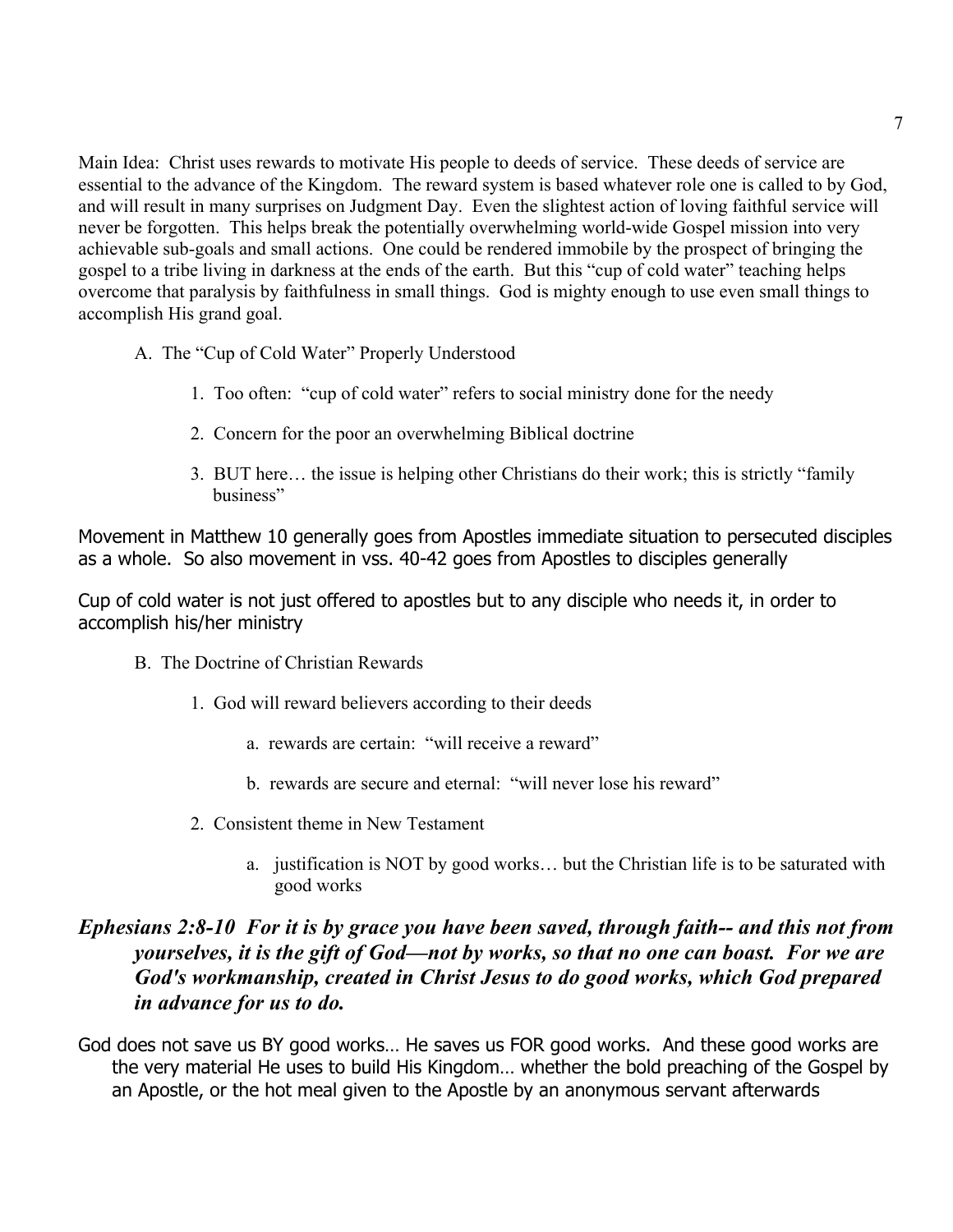Main Idea: Christ uses rewards to motivate His people to deeds of service. These deeds of service are essential to the advance of the Kingdom. The reward system is based whatever role one is called to by God, and will result in many surprises on Judgment Day. Even the slightest action of loving faithful service will never be forgotten. This helps break the potentially overwhelming world-wide Gospel mission into very achievable sub-goals and small actions. One could be rendered immobile by the prospect of bringing the gospel to a tribe living in darkness at the ends of the earth. But this "cup of cold water" teaching helps overcome that paralysis by faithfulness in small things. God is mighty enough to use even small things to accomplish His grand goal.

A. The "Cup of Cold Water" Properly Understood

1. Too often: "cup of cold water" refers to social ministry done for the needy

2. Concern for the poor an overwhelming Biblical doctrine

3. BUT here… the issue is helping other Christians do their work; this is strictly "family business"

Movement in Matthew 10 generally goes from Apostles immediate situation to persecuted disciples as a whole. So also movement in vss. 40-42 goes from Apostles to disciples generally

Cup of cold water is not just offered to apostles but to any disciple who needs it, in order to accomplish his/her ministry

B. The Doctrine of Christian Rewards

1. God will reward believers according to their deeds

a. rewards are certain: "will receive a reward"

b. rewards are secure and eternal: "will never lose his reward"

2. Consistent theme in New Testament

a. justification is NOT by good works… but the Christian life is to be saturated with good works

***Ephesians 2:8-10 For it is by grace you have been saved, through faith-- and this not from yourselves, it is the gift of God—not by works, so that no one can boast. For we are God's workmanship, created in Christ Jesus to do good works, which God prepared in advance for us to do.***

God does not save us BY good works… He saves us FOR good works. And these good works are the very material He uses to build His Kingdom… whether the bold preaching of the Gospel by an Apostle, or the hot meal given to the Apostle by an anonymous servant afterwards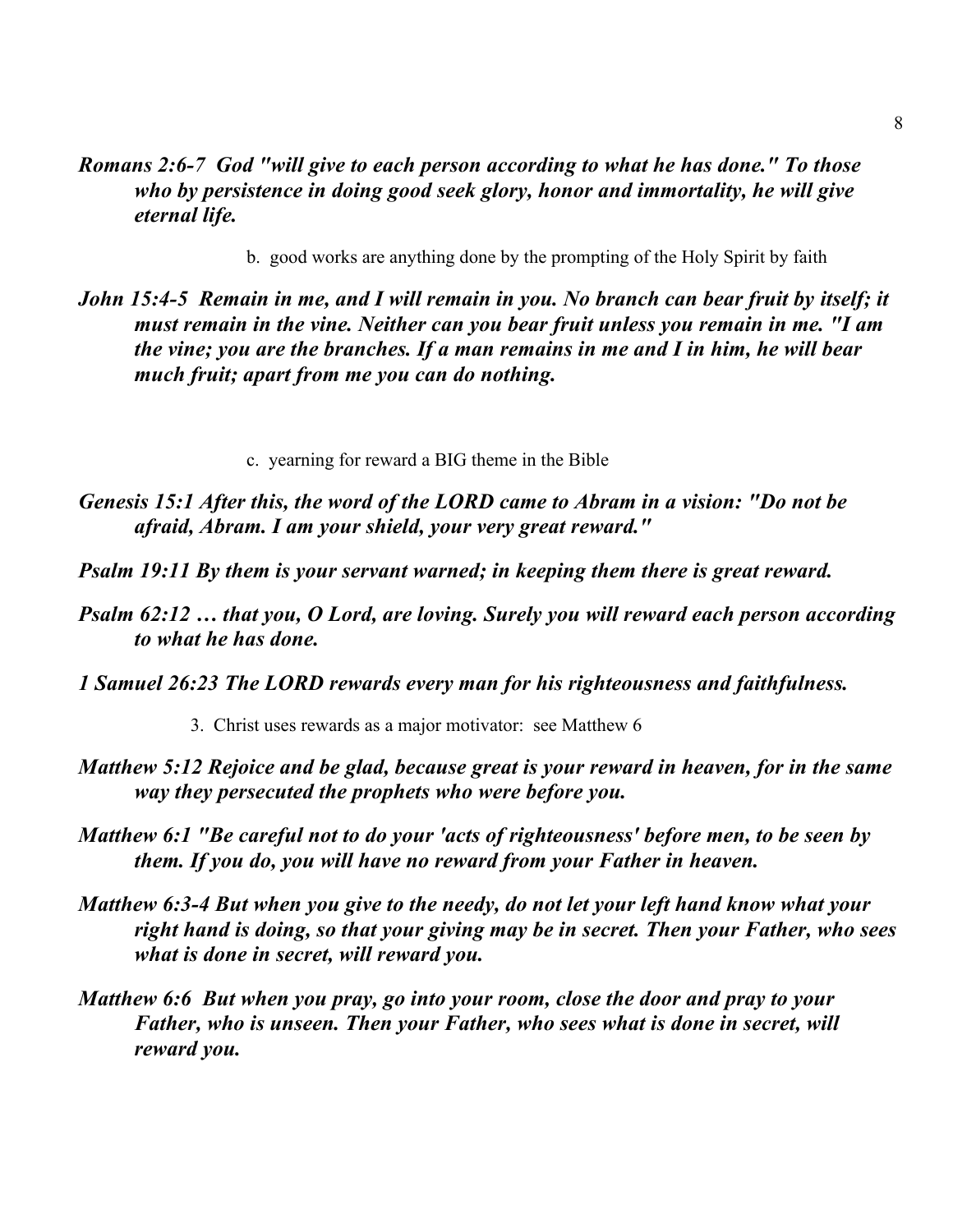***Romans 2:6-7  God "will give to each person according to what he has done." To those who by persistence in doing good seek glory, honor and immortality, he will give eternal life.***

b. good works are anything done by the prompting of the Holy Spirit by faith

***John 15:4-5  Remain in me, and I will remain in you. No branch can bear fruit by itself; it must remain in the vine. Neither can you bear fruit unless you remain in me. "I am the vine; you are the branches. If a man remains in me and I in him, he will bear much fruit; apart from me you can do nothing.***

c. yearning for reward a BIG theme in the Bible

***Genesis 15:1 After this, the word of the LORD came to Abram in a vision: "Do not be afraid, Abram. I am your shield, your very great reward."***

***Psalm 19:11 By them is your servant warned; in keeping them there is great reward.***

***Psalm 62:12 … that you, O Lord, are loving. Surely you will reward each person according to what he has done.***

***1 Samuel 26:23 The LORD rewards every man for his righteousness and faithfulness.***

3. Christ uses rewards as a major motivator: see Matthew 6

***Matthew 5:12 Rejoice and be glad, because great is your reward in heaven, for in the same way they persecuted the prophets who were before you.***

***Matthew 6:1 "Be careful not to do your 'acts of righteousness' before men, to be seen by them. If you do, you will have no reward from your Father in heaven.***

***Matthew 6:3-4 But when you give to the needy, do not let your left hand know what your right hand is doing, so that your giving may be in secret. Then your Father, who sees what is done in secret, will reward you.***

***Matthew 6:6  But when you pray, go into your room, close the door and pray to your Father, who is unseen. Then your Father, who sees what is done in secret, will reward you.***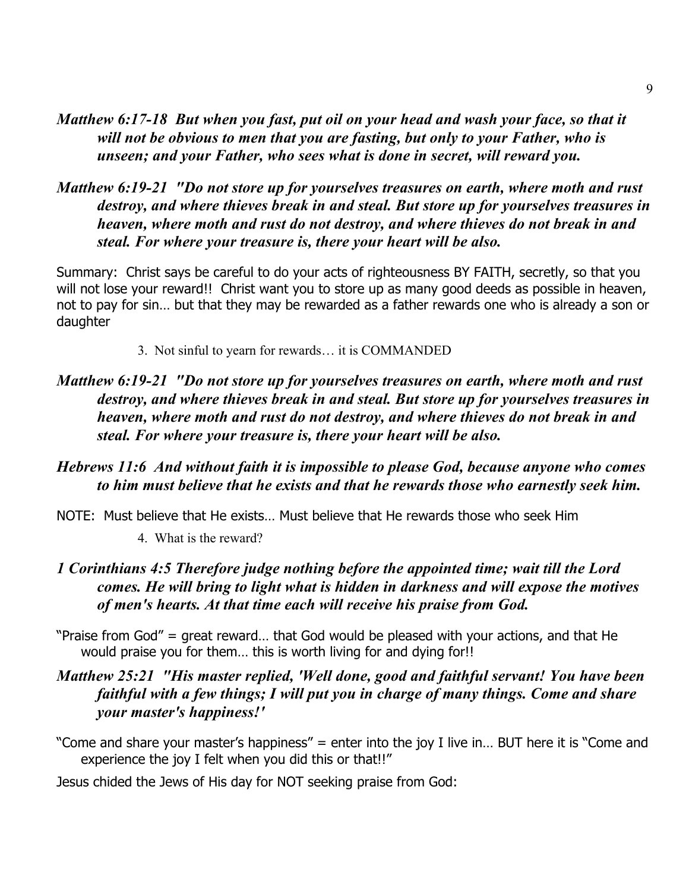***Matthew 6:17-18  But when you fast, put oil on your head and wash your face, so that it will not be obvious to men that you are fasting, but only to your Father, who is unseen; and your Father, who sees what is done in secret, will reward you.***

***Matthew 6:19-21  "Do not store up for yourselves treasures on earth, where moth and rust destroy, and where thieves break in and steal. But store up for yourselves treasures in heaven, where moth and rust do not destroy, and where thieves do not break in and steal. For where your treasure is, there your heart will be also.***

Summary:  Christ says be careful to do your acts of righteousness BY FAITH, secretly, so that you will not lose your reward!!  Christ want you to store up as many good deeds as possible in heaven, not to pay for sin… but that they may be rewarded as a father rewards one who is already a son or daughter

3. Not sinful to yearn for rewards… it is COMMANDED

***Matthew 6:19-21  "Do not store up for yourselves treasures on earth, where moth and rust destroy, and where thieves break in and steal. But store up for yourselves treasures in heaven, where moth and rust do not destroy, and where thieves do not break in and steal. For where your treasure is, there your heart will be also.***

***Hebrews 11:6  And without faith it is impossible to please God, because anyone who comes to him must believe that he exists and that he rewards those who earnestly seek him.***

NOTE:  Must believe that He exists… Must believe that He rewards those who seek Him

4. What is the reward?

***1 Corinthians 4:5 Therefore judge nothing before the appointed time; wait till the Lord comes. He will bring to light what is hidden in darkness and will expose the motives of men's hearts. At that time each will receive his praise from God.***

"Praise from God" = great reward… that God would be pleased with your actions, and that He would praise you for them… this is worth living for and dying for!!

***Matthew 25:21  "His master replied, 'Well done, good and faithful servant! You have been faithful with a few things; I will put you in charge of many things. Come and share your master's happiness!'***

"Come and share your master's happiness" = enter into the joy I live in… BUT here it is "Come and experience the joy I felt when you did this or that!!"

Jesus chided the Jews of His day for NOT seeking praise from God: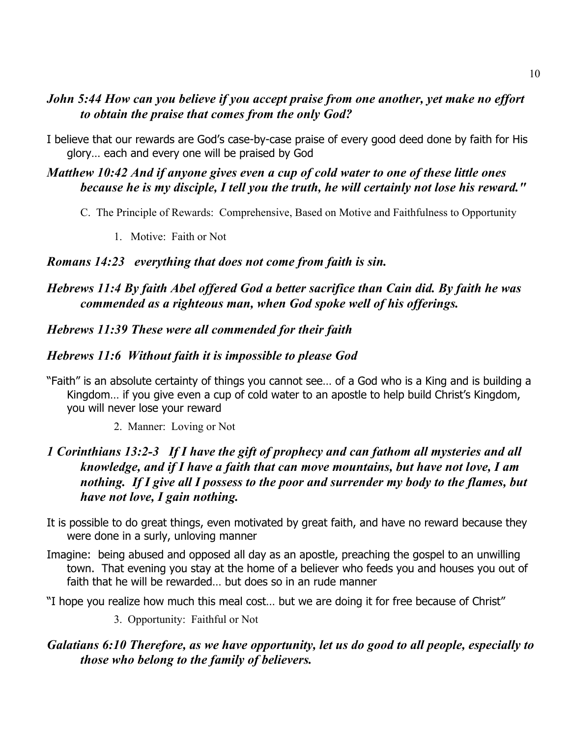***John 5:44 How can you believe if you accept praise from one another, yet make no effort to obtain the praise that comes from the only God?***

I believe that our rewards are God's case-by-case praise of every good deed done by faith for His glory… each and every one will be praised by God

***Matthew 10:42 And if anyone gives even a cup of cold water to one of these little ones because he is my disciple, I tell you the truth, he will certainly not lose his reward."***

C. The Principle of Rewards: Comprehensive, Based on Motive and Faithfulness to Opportunity

1. Motive: Faith or Not

***Romans 14:23 everything that does not come from faith is sin.***

***Hebrews 11:4 By faith Abel offered God a better sacrifice than Cain did. By faith he was commended as a righteous man, when God spoke well of his offerings.***

***Hebrews 11:39 These were all commended for their faith***

***Hebrews 11:6 Without faith it is impossible to please God***

"Faith" is an absolute certainty of things you cannot see… of a God who is a King and is building a Kingdom… if you give even a cup of cold water to an apostle to help build Christ's Kingdom, you will never lose your reward

2. Manner: Loving or Not

***1 Corinthians 13:2-3 If I have the gift of prophecy and can fathom all mysteries and all knowledge, and if I have a faith that can move mountains, but have not love, I am nothing. If I give all I possess to the poor and surrender my body to the flames, but have not love, I gain nothing.***

It is possible to do great things, even motivated by great faith, and have no reward because they were done in a surly, unloving manner

Imagine: being abused and opposed all day as an apostle, preaching the gospel to an unwilling town. That evening you stay at the home of a believer who feeds you and houses you out of faith that he will be rewarded… but does so in an rude manner

"I hope you realize how much this meal cost… but we are doing it for free because of Christ"

3. Opportunity: Faithful or Not

***Galatians 6:10 Therefore, as we have opportunity, let us do good to all people, especially to those who belong to the family of believers.***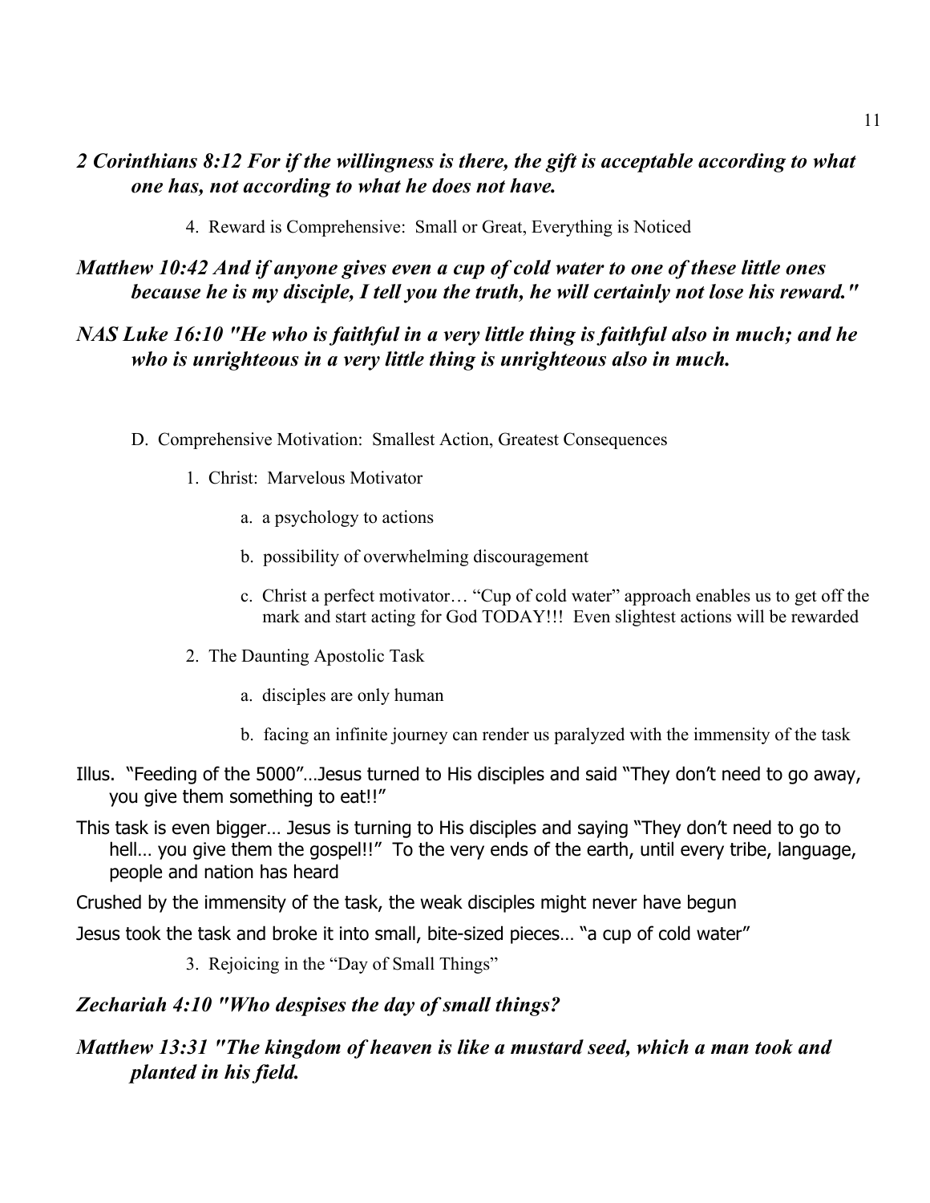***2 Corinthians 8:12 For if the willingness is there, the gift is acceptable according to what one has, not according to what he does not have.***

4. Reward is Comprehensive: Small or Great, Everything is Noticed

***Matthew 10:42 And if anyone gives even a cup of cold water to one of these little ones because he is my disciple, I tell you the truth, he will certainly not lose his reward."***

***NAS Luke 16:10 "He who is faithful in a very little thing is faithful also in much; and he who is unrighteous in a very little thing is unrighteous also in much.***

D. Comprehensive Motivation: Smallest Action, Greatest Consequences

1. Christ: Marvelous Motivator

   a. a psychology to actions

   b. possibility of overwhelming discouragement

   c. Christ a perfect motivator… "Cup of cold water" approach enables us to get off the mark and start acting for God TODAY!!! Even slightest actions will be rewarded

2. The Daunting Apostolic Task

   a. disciples are only human

   b. facing an infinite journey can render us paralyzed with the immensity of the task

Illus. "Feeding of the 5000"…Jesus turned to His disciples and said "They don't need to go away, you give them something to eat!!"

This task is even bigger… Jesus is turning to His disciples and saying "They don't need to go to hell… you give them the gospel!!" To the very ends of the earth, until every tribe, language, people and nation has heard

Crushed by the immensity of the task, the weak disciples might never have begun

Jesus took the task and broke it into small, bite-sized pieces… "a cup of cold water"

3. Rejoicing in the "Day of Small Things"

***Zechariah 4:10 "Who despises the day of small things?***

***Matthew 13:31 "The kingdom of heaven is like a mustard seed, which a man took and planted in his field.***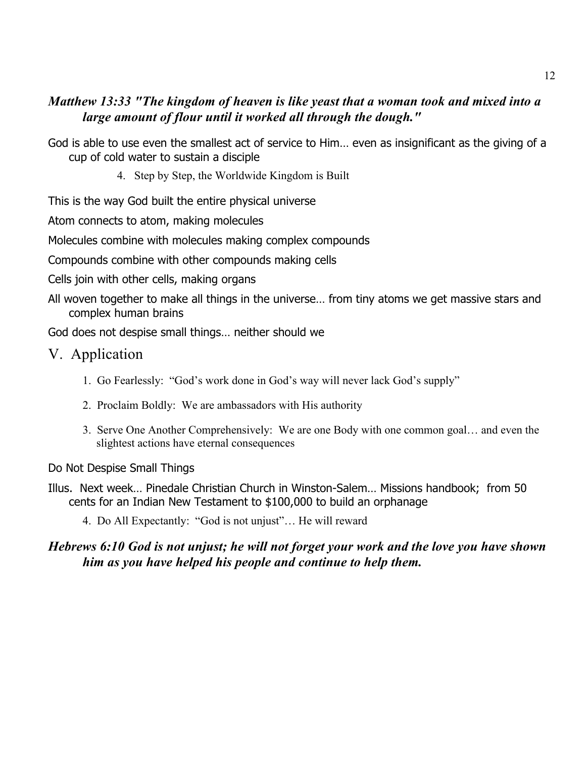***Matthew 13:33 "The kingdom of heaven is like yeast that a woman took and mixed into a large amount of flour until it worked all through the dough."***

God is able to use even the smallest act of service to Him… even as insignificant as the giving of a cup of cold water to sustain a disciple

4. Step by Step, the Worldwide Kingdom is Built

This is the way God built the entire physical universe

Atom connects to atom, making molecules

Molecules combine with molecules making complex compounds

Compounds combine with other compounds making cells

Cells join with other cells, making organs

All woven together to make all things in the universe… from tiny atoms we get massive stars and complex human brains

God does not despise small things… neither should we

## V. Application

1. Go Fearlessly: "God's work done in God's way will never lack God's supply"
2. Proclaim Boldly: We are ambassadors with His authority
3. Serve One Another Comprehensively: We are one Body with one common goal… and even the slightest actions have eternal consequences

Do Not Despise Small Things

Illus. Next week… Pinedale Christian Church in Winston-Salem… Missions handbook; from 50 cents for an Indian New Testament to $100,000 to build an orphanage

4. Do All Expectantly: "God is not unjust"… He will reward

***Hebrews 6:10 God is not unjust; he will not forget your work and the love you have shown him as you have helped his people and continue to help them.***